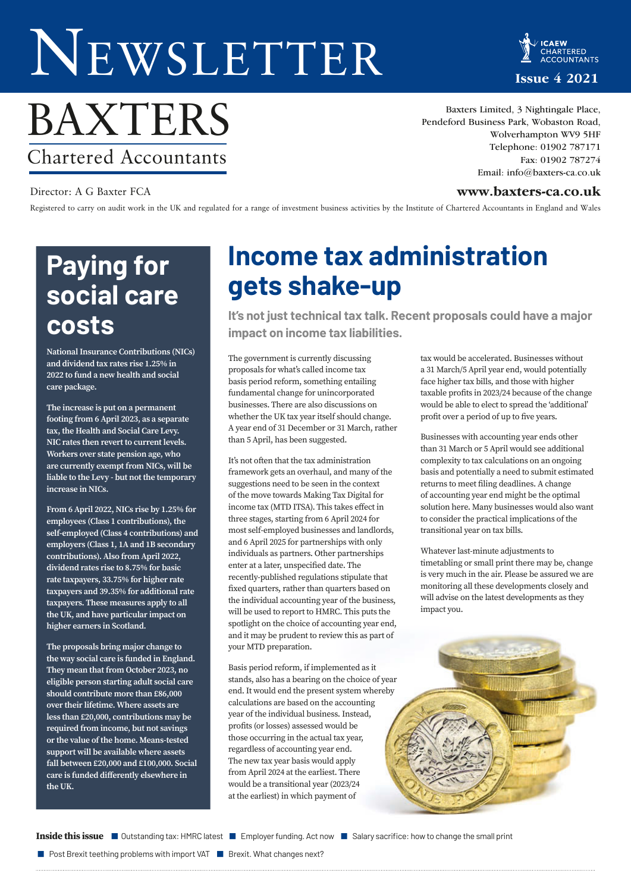# NEWSLETTER

**Issue 4 2021**

# BAXTERS

Chartered Accountants

Director: A G Baxter FCA

Baxters Limited, 3 Nightingale Place, Pendeford Business Park, Wobaston Road, Wolverhampton WV9 5HF
Telephone: 01902 787171
Fax: 01902 787274
Email: info@baxters-ca.co.uk

**www.baxters-ca.co.uk**

Registered to carry on audit work in the UK and regulated for a range of investment business activities by the Institute of Chartered Accountants in England and Wales

## Income tax administration gets shake-up

**It's not just technical tax talk. Recent proposals could have a major impact on income tax liabilities.**

The government is currently discussing proposals for what's called income tax basis period reform, something entailing fundamental change for unincorporated businesses. There are also discussions on whether the UK tax year itself should change. A year end of 31 December or 31 March, rather than 5 April, has been suggested.

It's not often that the tax administration framework gets an overhaul, and many of the suggestions need to be seen in the context of the move towards Making Tax Digital for income tax (MTD ITSA). This takes effect in three stages, starting from 6 April 2024 for most self-employed businesses and landlords, and 6 April 2025 for partnerships with only individuals as partners. Other partnerships enter at a later, unspecified date. The recently-published regulations stipulate that fixed quarters, rather than quarters based on the individual accounting year of the business, will be used to report to HMRC. This puts the spotlight on the choice of accounting year end, and it may be prudent to review this as part of your MTD preparation.

Basis period reform, if implemented as it stands, also has a bearing on the choice of year end. It would end the present system whereby calculations are based on the accounting year of the individual business. Instead, profits (or losses) assessed would be those occurring in the actual tax year, regardless of accounting year end. The new tax year basis would apply from April 2024 at the earliest. There would be a transitional year (2023/24 at the earliest) in which payment of tax would be accelerated. Businesses without a 31 March/5 April year end, would potentially face higher tax bills, and those with higher taxable profits in 2023/24 because of the change would be able to elect to spread the 'additional' profit over a period of up to five years.

Businesses with accounting year ends other than 31 March or 5 April would see additional complexity to tax calculations on an ongoing basis and potentially a need to submit estimated returns to meet filing deadlines. A change of accounting year end might be the optimal solution here. Many businesses would also want to consider the practical implications of the transitional year on tax bills.

Whatever last-minute adjustments to timetabling or small print there may be, change is very much in the air. Please be assured we are monitoring all these developments closely and will advise on the latest developments as they impact you.

## Paying for social care costs

**National Insurance Contributions (NICs) and dividend tax rates rise 1.25% in 2022 to fund a new health and social care package.**

**The increase is put on a permanent footing from 6 April 2023, as a separate tax, the Health and Social Care Levy. NIC rates then revert to current levels. Workers over state pension age, who are currently exempt from NICs, will be liable to the Levy - but not the temporary increase in NICs.**

**From 6 April 2022, NICs rise by 1.25% for employees (Class 1 contributions), the self-employed (Class 4 contributions) and employers (Class 1, 1A and 1B secondary contributions). Also from April 2022, dividend rates rise to 8.75% for basic rate taxpayers, 33.75% for higher rate taxpayers and 39.35% for additional rate taxpayers. These measures apply to all the UK, and have particular impact on higher earners in Scotland.**

**The proposals bring major change to the way social care is funded in England. They mean that from October 2023, no eligible person starting adult social care should contribute more than £86,000 over their lifetime. Where assets are less than £20,000, contributions may be required from income, but not savings or the value of the home. Means-tested support will be available where assets fall between £20,000 and £100,000. Social care is funded differently elsewhere in the UK.**

**Inside this issue**

- Outstanding tax: HMRC latest
- Employer funding. Act now
- Salary sacrifice: how to change the small print
- Post Brexit teething problems with import VAT
- Brexit. What changes next?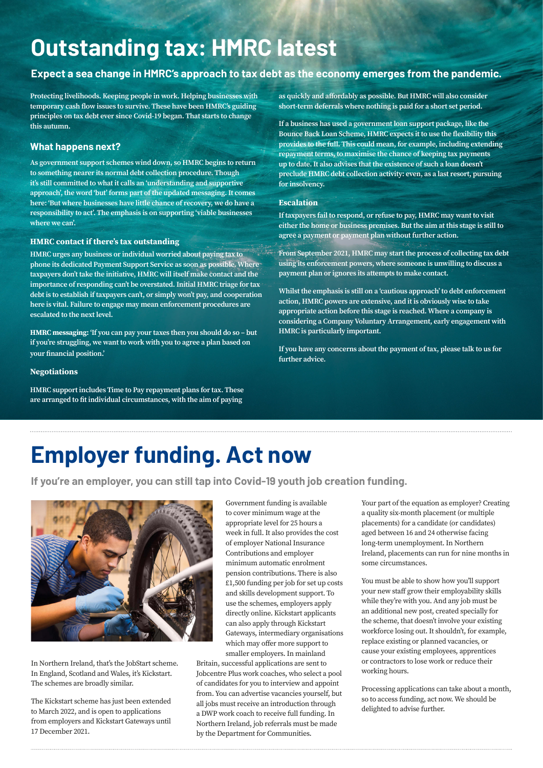# Outstanding tax: HMRC latest

**Expect a sea change in HMRC's approach to tax debt as the economy emerges from the pandemic.**

Protecting livelihoods. Keeping people in work. Helping businesses with temporary cash flow issues to survive. These have been HMRC's guiding principles on tax debt ever since Covid-19 began. That starts to change this autumn.

## What happens next?

As government support schemes wind down, so HMRC begins to return to something nearer its normal debt collection procedure. Though it's still committed to what it calls an 'understanding and supportive approach', the word 'but' forms part of the updated messaging. It comes here: 'But where businesses have little chance of recovery, we do have a responsibility to act'. The emphasis is on supporting 'viable businesses where we can'.

### HMRC contact if there's tax outstanding

HMRC urges any business or individual worried about paying tax to phone its dedicated Payment Support Service as soon as possible. Where taxpayers don't take the initiative, HMRC will itself make contact and the importance of responding can't be overstated. Initial HMRC triage for tax debt is to establish if taxpayers can't, or simply won't pay, and cooperation here is vital. Failure to engage may mean enforcement procedures are escalated to the next level.

**HMRC messaging:** 'If you can pay your taxes then you should do so – but if you're struggling, we want to work with you to agree a plan based on your financial position.'

### Negotiations

HMRC support includes Time to Pay repayment plans for tax. These are arranged to fit individual circumstances, with the aim of paying as quickly and affordably as possible. But HMRC will also consider short-term deferrals where nothing is paid for a short set period.

If a business has used a government loan support package, like the Bounce Back Loan Scheme, HMRC expects it to use the flexibility this provides to the full. This could mean, for example, including extending repayment terms, to maximise the chance of keeping tax payments up to date. It also advises that the existence of such a loan doesn't preclude HMRC debt collection activity: even, as a last resort, pursuing for insolvency.

### Escalation

If taxpayers fail to respond, or refuse to pay, HMRC may want to visit either the home or business premises. But the aim at this stage is still to agree a payment or payment plan without further action.

From September 2021, HMRC may start the process of collecting tax debt using its enforcement powers, where someone is unwilling to discuss a payment plan or ignores its attempts to make contact.

Whilst the emphasis is still on a 'cautious approach' to debt enforcement action, HMRC powers are extensive, and it is obviously wise to take appropriate action before this stage is reached. Where a company is considering a Company Voluntary Arrangement, early engagement with HMRC is particularly important.

If you have any concerns about the payment of tax, please talk to us for further advice.

# Employer funding. Act now

**If you're an employer, you can still tap into Covid-19 youth job creation funding.**

In Northern Ireland, that's the JobStart scheme. In England, Scotland and Wales, it's Kickstart. The schemes are broadly similar.

The Kickstart scheme has just been extended to March 2022, and is open to applications from employers and Kickstart Gateways until 17 December 2021.

Government funding is available to cover minimum wage at the appropriate level for 25 hours a week in full. It also provides the cost of employer National Insurance Contributions and employer minimum automatic enrolment pension contributions. There is also £1,500 funding per job for set up costs and skills development support. To use the schemes, employers apply directly online. Kickstart applicants can also apply through Kickstart Gateways, intermediary organisations which may offer more support to smaller employers. In mainland Britain, successful applications are sent to Jobcentre Plus work coaches, who select a pool of candidates for you to interview and appoint from. You can advertise vacancies yourself, but all jobs must receive an introduction through a DWP work coach to receive full funding. In Northern Ireland, job referrals must be made by the Department for Communities.

Your part of the equation as employer? Creating a quality six-month placement (or multiple placements) for a candidate (or candidates) aged between 16 and 24 otherwise facing long-term unemployment. In Northern Ireland, placements can run for nine months in some circumstances.

You must be able to show how you'll support your new staff grow their employability skills while they're with you. And any job must be an additional new post, created specially for the scheme, that doesn't involve your existing workforce losing out. It shouldn't, for example, replace existing or planned vacancies, or cause your existing employees, apprentices or contractors to lose work or reduce their working hours.

Processing applications can take about a month, so to access funding, act now. We should be delighted to advise further.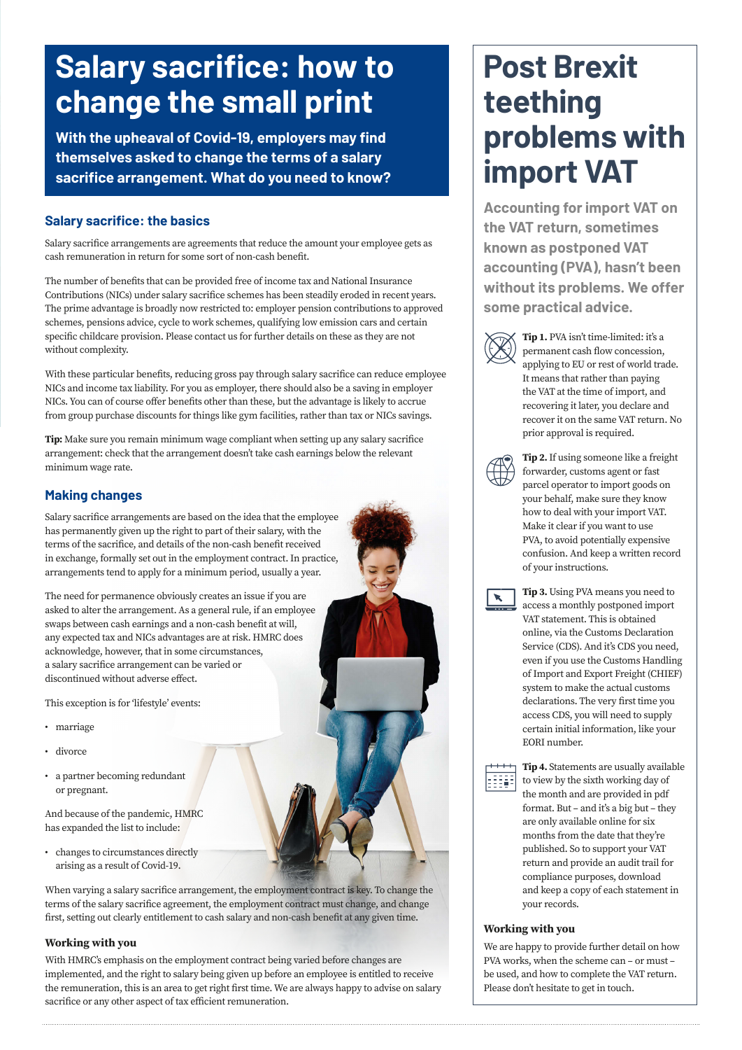# Salary sacrifice: how to change the small print

**With the upheaval of Covid-19, employers may find themselves asked to change the terms of a salary sacrifice arrangement. What do you need to know?**

## Salary sacrifice: the basics

Salary sacrifice arrangements are agreements that reduce the amount your employee gets as cash remuneration in return for some sort of non-cash benefit.

The number of benefits that can be provided free of income tax and National Insurance Contributions (NICs) under salary sacrifice schemes has been steadily eroded in recent years. The prime advantage is broadly now restricted to: employer pension contributions to approved schemes, pensions advice, cycle to work schemes, qualifying low emission cars and certain specific childcare provision. Please contact us for further details on these as they are not without complexity.

With these particular benefits, reducing gross pay through salary sacrifice can reduce employee NICs and income tax liability. For you as employer, there should also be a saving in employer NICs. You can of course offer benefits other than these, but the advantage is likely to accrue from group purchase discounts for things like gym facilities, rather than tax or NICs savings.

**Tip:** Make sure you remain minimum wage compliant when setting up any salary sacrifice arrangement: check that the arrangement doesn't take cash earnings below the relevant minimum wage rate.

## Making changes

Salary sacrifice arrangements are based on the idea that the employee has permanently given up the right to part of their salary, with the terms of the sacrifice, and details of the non-cash benefit received in exchange, formally set out in the employment contract. In practice, arrangements tend to apply for a minimum period, usually a year.

The need for permanence obviously creates an issue if you are asked to alter the arrangement. As a general rule, if an employee swaps between cash earnings and a non-cash benefit at will, any expected tax and NICs advantages are at risk. HMRC does acknowledge, however, that in some circumstances, a salary sacrifice arrangement can be varied or discontinued without adverse effect.

This exception is for 'lifestyle' events:

- marriage
- divorce
- a partner becoming redundant or pregnant.

And because of the pandemic, HMRC has expanded the list to include:

- changes to circumstances directly arising as a result of Covid-19.

When varying a salary sacrifice arrangement, the employment contract is key. To change the terms of the salary sacrifice agreement, the employment contract must change, and change first, setting out clearly entitlement to cash salary and non-cash benefit at any given time.

### Working with you

With HMRC's emphasis on the employment contract being varied before changes are implemented, and the right to salary being given up before an employee is entitled to receive the remuneration, this is an area to get right first time. We are always happy to advise on salary sacrifice or any other aspect of tax efficient remuneration.

# Post Brexit teething problems with import VAT

**Accounting for import VAT on the VAT return, sometimes known as postponed VAT accounting (PVA), hasn't been without its problems. We offer some practical advice.**

**Tip 1.** PVA isn't time-limited: it's a permanent cash flow concession, applying to EU or rest of world trade. It means that rather than paying the VAT at the time of import, and recovering it later, you declare and recover it on the same VAT return. No prior approval is required.

**Tip 2.** If using someone like a freight forwarder, customs agent or fast parcel operator to import goods on your behalf, make sure they know how to deal with your import VAT. Make it clear if you want to use PVA, to avoid potentially expensive confusion. And keep a written record of your instructions.

**Tip 3.** Using PVA means you need to access a monthly postponed import VAT statement. This is obtained online, via the Customs Declaration Service (CDS). And it's CDS you need, even if you use the Customs Handling of Import and Export Freight (CHIEF) system to make the actual customs declarations. The very first time you access CDS, you will need to supply certain initial information, like your EORI number.

**Tip 4.** Statements are usually available to view by the sixth working day of the month and are provided in pdf format. But – and it's a big but – they are only available online for six months from the date that they're published. So to support your VAT return and provide an audit trail for compliance purposes, download and keep a copy of each statement in your records.

### Working with you

We are happy to provide further detail on how PVA works, when the scheme can – or must – be used, and how to complete the VAT return. Please don't hesitate to get in touch.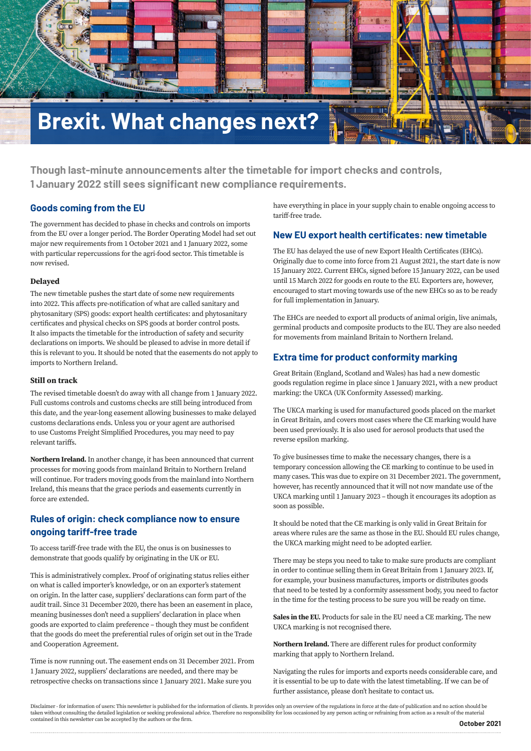# Brexit. What changes next?

**Though last-minute announcements alter the timetable for import checks and controls, 1 January 2022 still sees significant new compliance requirements.**

## Goods coming from the EU

The government has decided to phase in checks and controls on imports from the EU over a longer period. The Border Operating Model had set out major new requirements from 1 October 2021 and 1 January 2022, some with particular repercussions for the agri-food sector. This timetable is now revised.

### Delayed

The new timetable pushes the start date of some new requirements into 2022. This affects pre-notification of what are called sanitary and phytosanitary (SPS) goods: export health certificates: and phytosanitary certificates and physical checks on SPS goods at border control posts. It also impacts the timetable for the introduction of safety and security declarations on imports. We should be pleased to advise in more detail if this is relevant to you. It should be noted that the easements do not apply to imports to Northern Ireland.

### Still on track

The revised timetable doesn't do away with all change from 1 January 2022. Full customs controls and customs checks are still being introduced from this date, and the year-long easement allowing businesses to make delayed customs declarations ends. Unless you or your agent are authorised to use Customs Freight Simplified Procedures, you may need to pay relevant tariffs.

**Northern Ireland.** In another change, it has been announced that current processes for moving goods from mainland Britain to Northern Ireland will continue. For traders moving goods from the mainland into Northern Ireland, this means that the grace periods and easements currently in force are extended.

## Rules of origin: check compliance now to ensure ongoing tariff-free trade

To access tariff-free trade with the EU, the onus is on businesses to demonstrate that goods qualify by originating in the UK or EU.

This is administratively complex. Proof of originating status relies either on what is called importer's knowledge, or on an exporter's statement on origin. In the latter case, suppliers' declarations can form part of the audit trail. Since 31 December 2020, there has been an easement in place, meaning businesses don't need a suppliers' declaration in place when goods are exported to claim preference – though they must be confident that the goods do meet the preferential rules of origin set out in the Trade and Cooperation Agreement.

Time is now running out. The easement ends on 31 December 2021. From 1 January 2022, suppliers' declarations are needed, and there may be retrospective checks on transactions since 1 January 2021. Make sure you have everything in place in your supply chain to enable ongoing access to tariff-free trade.

## New EU export health certificates: new timetable

The EU has delayed the use of new Export Health Certificates (EHCs). Originally due to come into force from 21 August 2021, the start date is now 15 January 2022. Current EHCs, signed before 15 January 2022, can be used until 15 March 2022 for goods en route to the EU. Exporters are, however, encouraged to start moving towards use of the new EHCs so as to be ready for full implementation in January.

The EHCs are needed to export all products of animal origin, live animals, germinal products and composite products to the EU. They are also needed for movements from mainland Britain to Northern Ireland.

## Extra time for product conformity marking

Great Britain (England, Scotland and Wales) has had a new domestic goods regulation regime in place since 1 January 2021, with a new product marking: the UKCA (UK Conformity Assessed) marking.

The UKCA marking is used for manufactured goods placed on the market in Great Britain, and covers most cases where the CE marking would have been used previously. It is also used for aerosol products that used the reverse epsilon marking.

To give businesses time to make the necessary changes, there is a temporary concession allowing the CE marking to continue to be used in many cases. This was due to expire on 31 December 2021. The government, however, has recently announced that it will not now mandate use of the UKCA marking until 1 January 2023 – though it encourages its adoption as soon as possible.

It should be noted that the CE marking is only valid in Great Britain for areas where rules are the same as those in the EU. Should EU rules change, the UKCA marking might need to be adopted earlier.

There may be steps you need to take to make sure products are compliant in order to continue selling them in Great Britain from 1 January 2023. If, for example, your business manufactures, imports or distributes goods that need to be tested by a conformity assessment body, you need to factor in the time for the testing process to be sure you will be ready on time.

**Sales in the EU.** Products for sale in the EU need a CE marking. The new UKCA marking is not recognised there.

**Northern Ireland.** There are different rules for product conformity marking that apply to Northern Ireland.

Navigating the rules for imports and exports needs considerable care, and it is essential to be up to date with the latest timetabling. If we can be of further assistance, please don't hesitate to contact us.

Disclaimer - for information of users: This newsletter is published for the information of clients. It provides only an overview of the regulations in force at the date of publication and no action should be taken without consulting the detailed legislation or seeking professional advice. Therefore no responsibility for loss occasioned by any person acting or refraining from action as a result of the material contained in this newsletter can be accepted by the authors or the firm.

**October 2021**